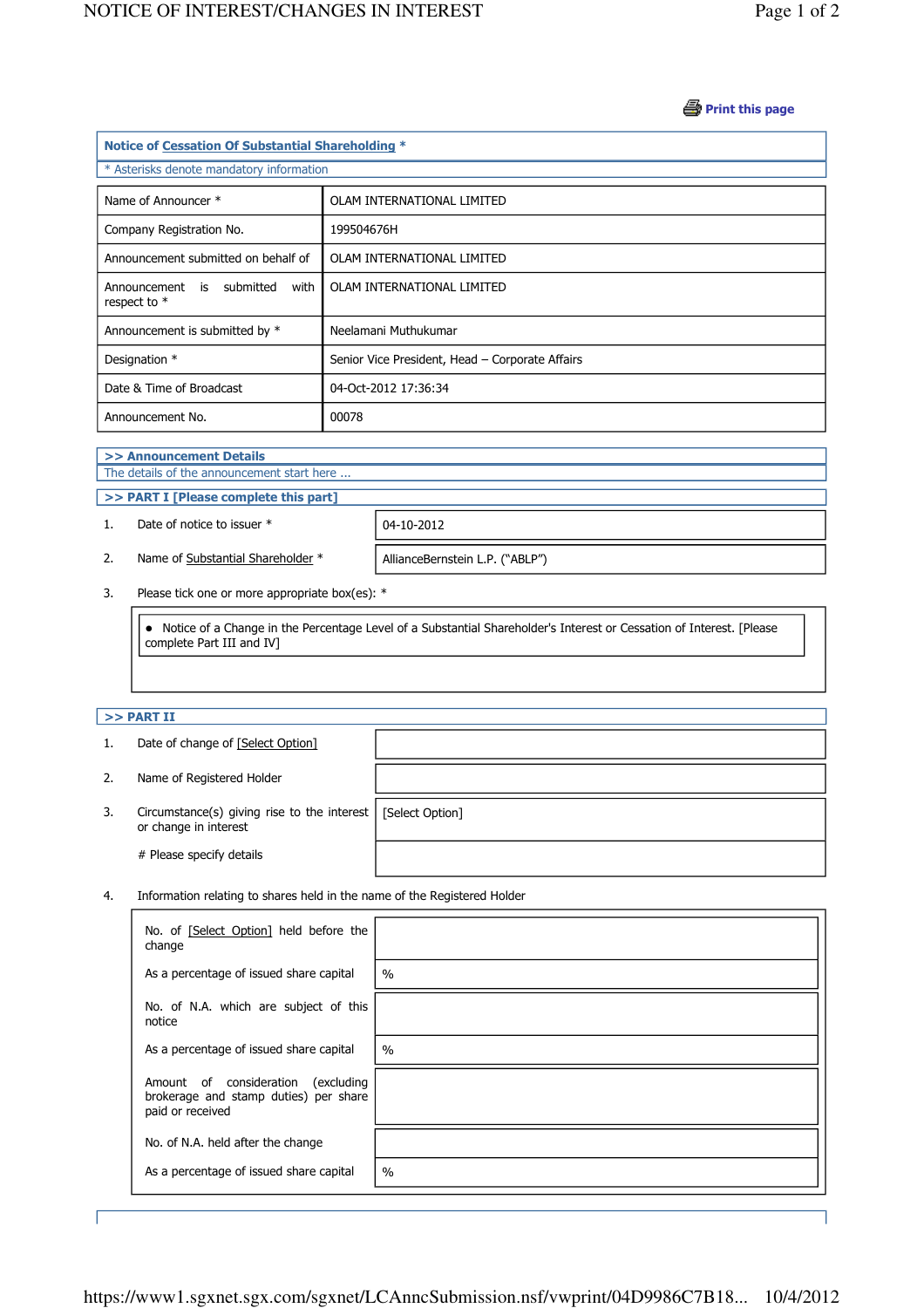Print this page

## Notice of Cessation Of Substantial Shareholding *

* Asterisks denote mandatory information

| Name of Announcer * | OLAM INTERNATIONAL LIMITED |
|---|---|
| Company Registration No. | 199504676H |
| Announcement submitted on behalf of | OLAM INTERNATIONAL LIMITED |
| Announcement is submitted with respect to * | OLAM INTERNATIONAL LIMITED |
| Announcement is submitted by * | Neelamani Muthukumar |
| Designation * | Senior Vice President, Head – Corporate Affairs |
| Date & Time of Broadcast | 04-Oct-2012 17:36:34 |
| Announcement No. | 00078 |

### >> Announcement Details

The details of the announcement start here ...

### >> PART I [Please complete this part]

| | | |
|---|---|---|
| 1. | Date of notice to issuer * | 04-10-2012 |
| 2. | Name of Substantial Shareholder * | AllianceBernstein L.P. ("ABLP") |

3. Please tick one or more appropriate box(es): *

- Notice of a Change in the Percentage Level of a Substantial Shareholder's Interest or Cessation of Interest. [Please complete Part III and IV]

### >> PART II

| | | |
|---|---|---|
| 1. | Date of change of [Select Option] | |
| 2. | Name of Registered Holder | |
| 3. | Circumstance(s) giving rise to the interest or change in interest | [Select Option] |
| | # Please specify details | |

4. Information relating to shares held in the name of the Registered Holder

| | |
|---|---|
| No. of [Select Option] held before the change | |
| As a percentage of issued share capital | % |
| No. of N.A. which are subject of this notice | |
| As a percentage of issued share capital | % |
| Amount of consideration (excluding brokerage and stamp duties) per share paid or received | |
| No. of N.A. held after the change | |
| As a percentage of issued share capital | % |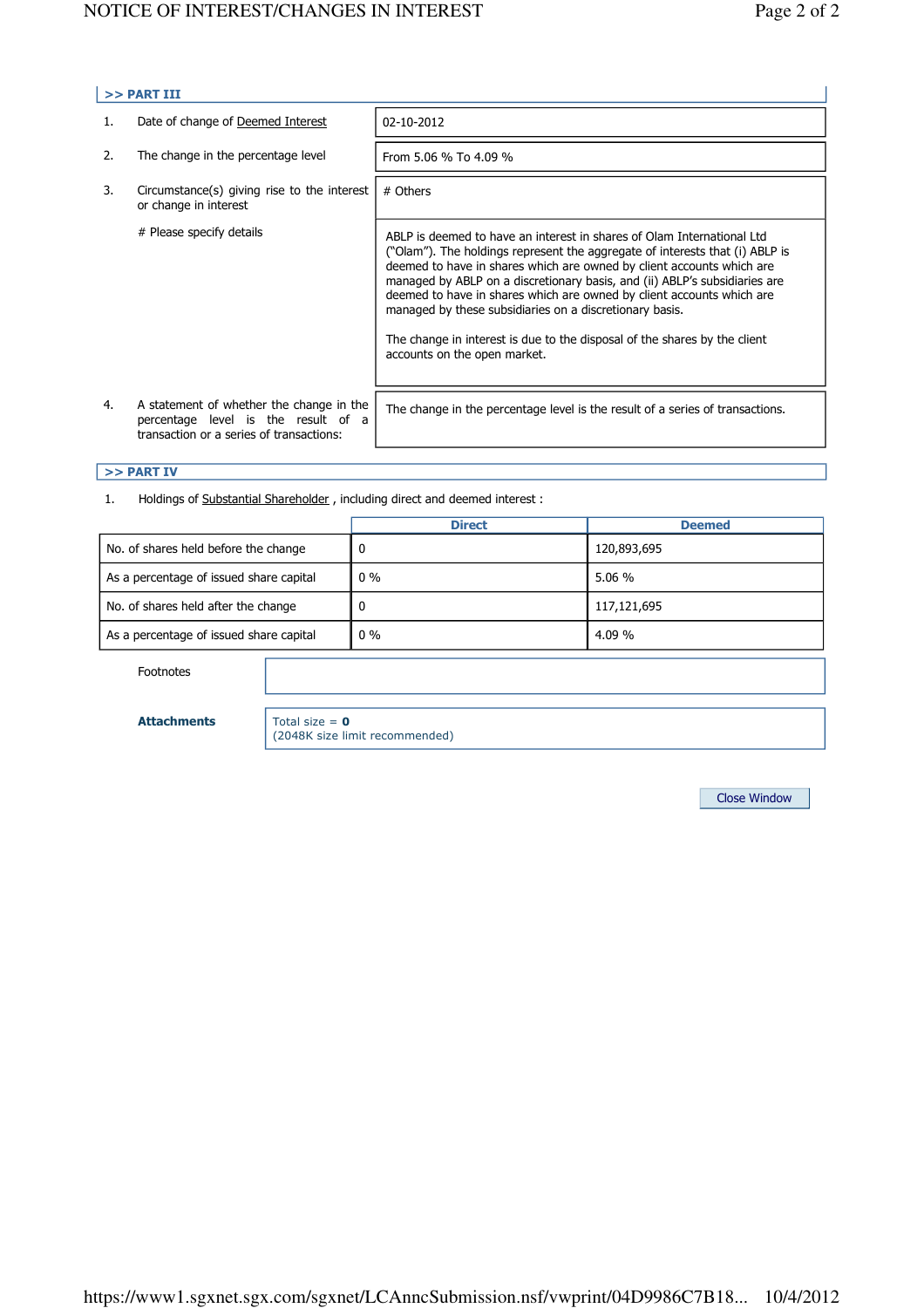## >> PART III

| | | |
|---|---|---|
| 1. | Date of change of Deemed Interest | 02-10-2012 |
| 2. | The change in the percentage level | From 5.06 % To 4.09 % |
| 3. | Circumstance(s) giving rise to the interest or change in interest | # Others |
| | # Please specify details | ABLP is deemed to have an interest in shares of Olam International Ltd ("Olam"). The holdings represent the aggregate of interests that (i) ABLP is deemed to have in shares which are owned by client accounts which are managed by ABLP on a discretionary basis, and (ii) ABLP's subsidiaries are deemed to have in shares which are owned by client accounts which are managed by these subsidiaries on a discretionary basis.<br><br>The change in interest is due to the disposal of the shares by the client accounts on the open market. |
| 4. | A statement of whether the change in the percentage level is the result of a transaction or a series of transactions: | The change in the percentage level is the result of a series of transactions. |

## >> PART IV

1. Holdings of Substantial Shareholder , including direct and deemed interest :

| | Direct | Deemed |
|---|---|---|
| No. of shares held before the change | 0 | 120,893,695 |
| As a percentage of issued share capital | 0 % | 5.06 % |
| No. of shares held after the change | 0 | 117,121,695 |
| As a percentage of issued share capital | 0 % | 4.09 % |

Footnotes

**Attachments**

Total size = **0**
(2048K size limit recommended)

Close Window